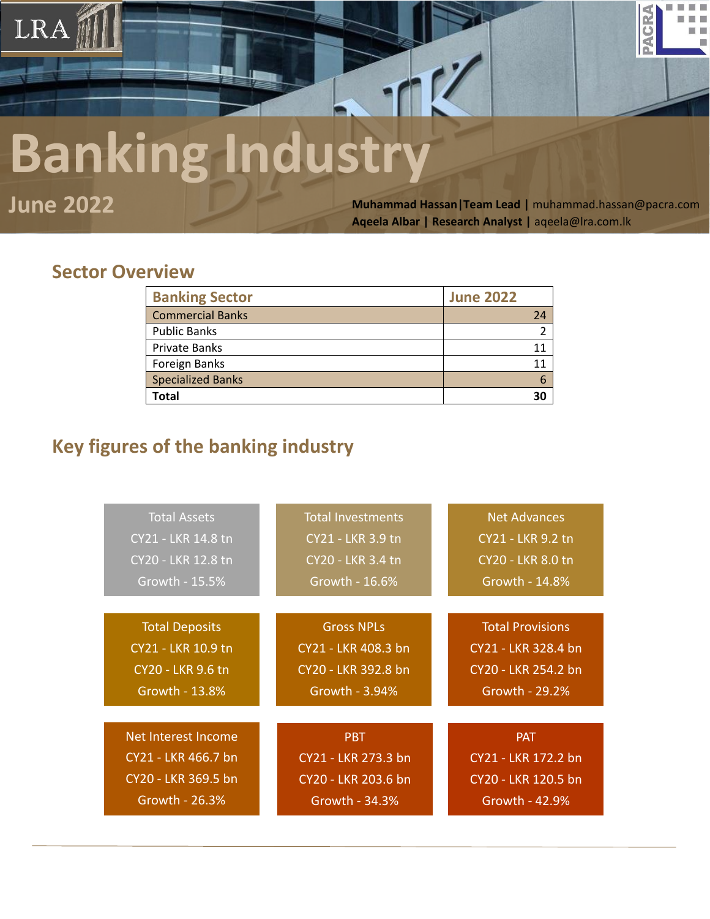# Banking Industry

## June 2022

**Muhammad Hassan | Team Lead |** muhammad.hassan@pacra.com
**Aqeela Albar | Research Analyst |** aqeela@lra.com.lk

## Sector Overview

| Banking Sector | June 2022 |
|---|---|
| Commercial Banks | 24 |
| Public Banks | 2 |
| Private Banks | 11 |
| Foreign Banks | 11 |
| Specialized Banks | 6 |
| **Total** | **30** |

## Key figures of the banking industry

| Total Assets | Total Investments | Net Advances |
|---|---|---|
| CY21 - LKR 14.8 tn | CY21 - LKR 3.9 tn | CY21 - LKR 9.2 tn |
| CY20 - LKR 12.8 tn | CY20 - LKR 3.4 tn | CY20 - LKR 8.0 tn |
| Growth - 15.5% | Growth - 16.6% | Growth - 14.8% |

| Total Deposits | Gross NPLs | Total Provisions |
|---|---|---|
| CY21 - LKR 10.9 tn | CY21 - LKR 408.3 bn | CY21 - LKR 328.4 bn |
| CY20 - LKR 9.6 tn | CY20 - LKR 392.8 bn | CY20 - LKR 254.2 bn |
| Growth - 13.8% | Growth - 3.94% | Growth - 29.2% |

| Net Interest Income | PBT | PAT |
|---|---|---|
| CY21 - LKR 466.7 bn | CY21 - LKR 273.3 bn | CY21 - LKR 172.2 bn |
| CY20 - LKR 369.5 bn | CY20 - LKR 203.6 bn | CY20 - LKR 120.5 bn |
| Growth - 26.3% | Growth - 34.3% | Growth - 42.9% |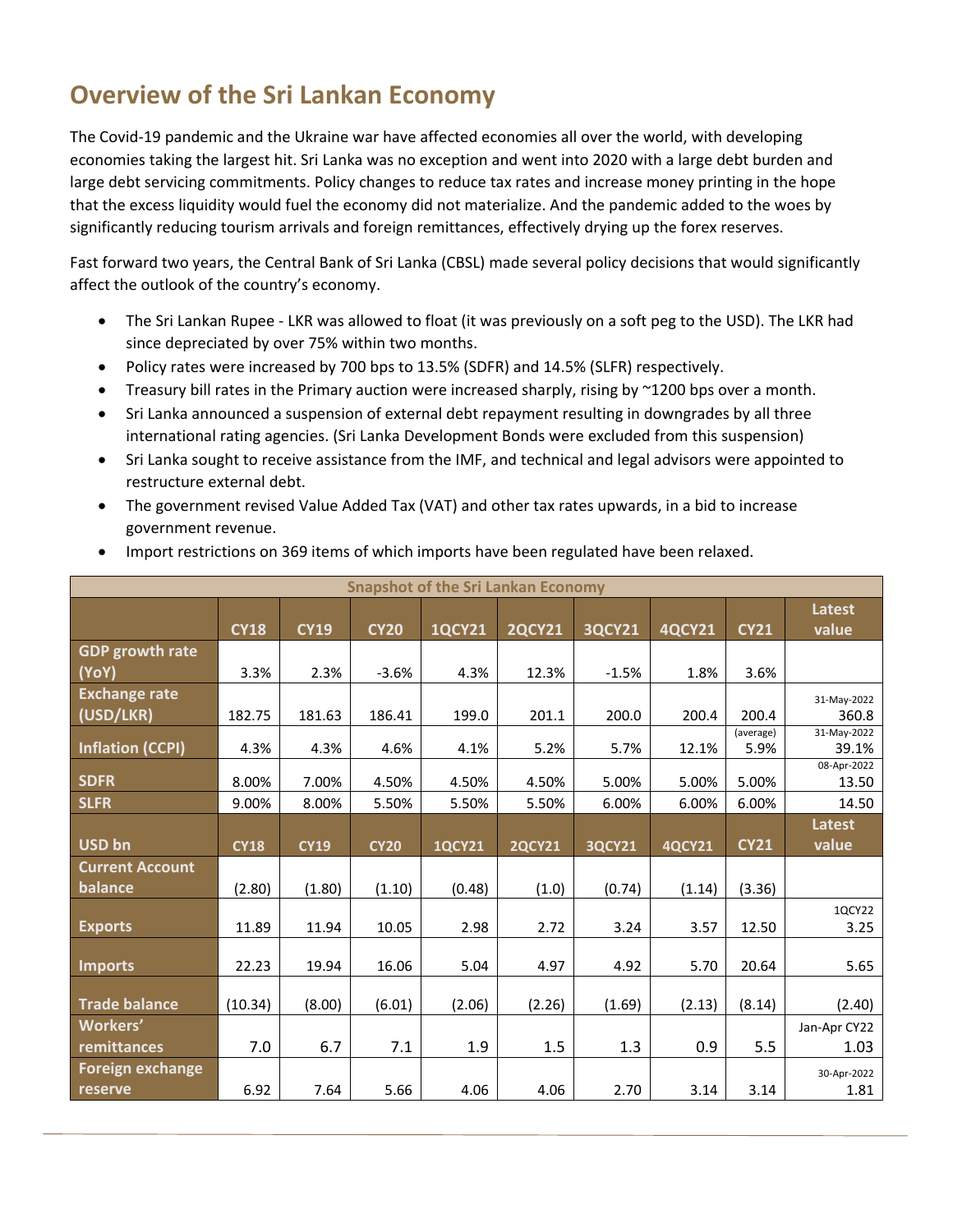# Overview of the Sri Lankan Economy

The Covid-19 pandemic and the Ukraine war have affected economies all over the world, with developing economies taking the largest hit. Sri Lanka was no exception and went into 2020 with a large debt burden and large debt servicing commitments. Policy changes to reduce tax rates and increase money printing in the hope that the excess liquidity would fuel the economy did not materialize. And the pandemic added to the woes by significantly reducing tourism arrivals and foreign remittances, effectively drying up the forex reserves.

Fast forward two years, the Central Bank of Sri Lanka (CBSL) made several policy decisions that would significantly affect the outlook of the country's economy.

- The Sri Lankan Rupee - LKR was allowed to float (it was previously on a soft peg to the USD). The LKR had since depreciated by over 75% within two months.
- Policy rates were increased by 700 bps to 13.5% (SDFR) and 14.5% (SLFR) respectively.
- Treasury bill rates in the Primary auction were increased sharply, rising by ~1200 bps over a month.
- Sri Lanka announced a suspension of external debt repayment resulting in downgrades by all three international rating agencies. (Sri Lanka Development Bonds were excluded from this suspension)
- Sri Lanka sought to receive assistance from the IMF, and technical and legal advisors were appointed to restructure external debt.
- The government revised Value Added Tax (VAT) and other tax rates upwards, in a bid to increase government revenue.
- Import restrictions on 369 items of which imports have been regulated have been relaxed.

**Snapshot of the Sri Lankan Economy**

| | CY18 | CY19 | CY20 | 1QCY21 | 2QCY21 | 3QCY21 | 4QCY21 | CY21 | Latest value |
|---|---|---|---|---|---|---|---|---|---|
| GDP growth rate (YoY) | 3.3% | 2.3% | -3.6% | 4.3% | 12.3% | -1.5% | 1.8% | 3.6% | |
| Exchange rate (USD/LKR) | 182.75 | 181.63 | 186.41 | 199.0 | 201.1 | 200.0 | 200.4 | 200.4 | 31-May-2022 360.8 |
| Inflation (CCPI) | 4.3% | 4.3% | 4.6% | 4.1% | 5.2% | 5.7% | 12.1% | (average) 5.9% | 31-May-2022 39.1% |
| SDFR | 8.00% | 7.00% | 4.50% | 4.50% | 4.50% | 5.00% | 5.00% | 5.00% | 08-Apr-2022 13.50 |
| SLFR | 9.00% | 8.00% | 5.50% | 5.50% | 5.50% | 6.00% | 6.00% | 6.00% | 14.50 |
| **USD bn** | **CY18** | **CY19** | **CY20** | **1QCY21** | **2QCY21** | **3QCY21** | **4QCY21** | **CY21** | **Latest value** |
| Current Account balance | (2.80) | (1.80) | (1.10) | (0.48) | (1.0) | (0.74) | (1.14) | (3.36) | |
| Exports | 11.89 | 11.94 | 10.05 | 2.98 | 2.72 | 3.24 | 3.57 | 12.50 | 1QCY22 3.25 |
| Imports | 22.23 | 19.94 | 16.06 | 5.04 | 4.97 | 4.92 | 5.70 | 20.64 | 5.65 |
| Trade balance | (10.34) | (8.00) | (6.01) | (2.06) | (2.26) | (1.69) | (2.13) | (8.14) | (2.40) |
| Workers' remittances | 7.0 | 6.7 | 7.1 | 1.9 | 1.5 | 1.3 | 0.9 | 5.5 | Jan-Apr CY22 1.03 |
| Foreign exchange reserve | 6.92 | 7.64 | 5.66 | 4.06 | 4.06 | 2.70 | 3.14 | 3.14 | 30-Apr-2022 1.81 |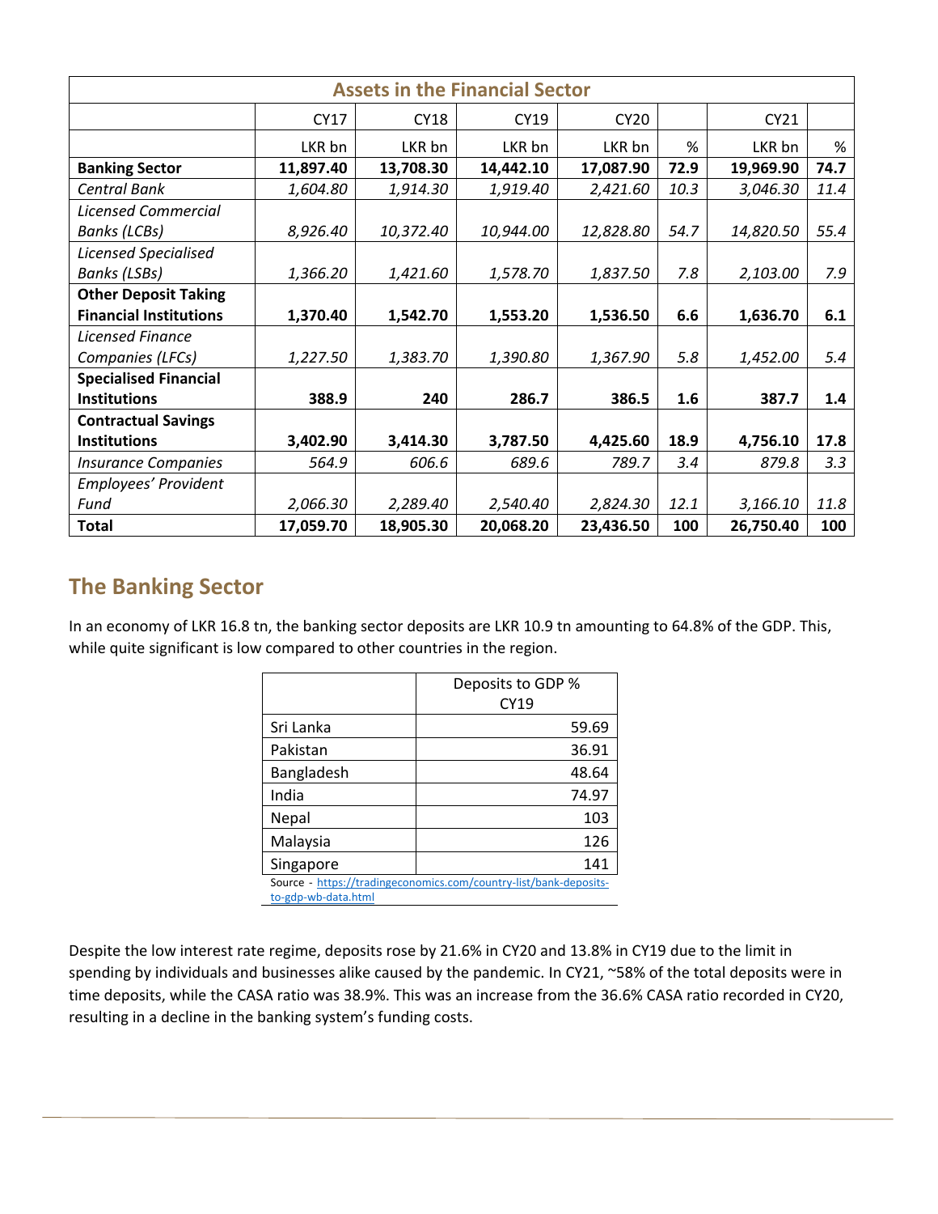| Assets in the Financial Sector | | | | | | | |
|---|---|---|---|---|---|---|---|
| | CY17 | CY18 | CY19 | CY20 | | CY21 | |
| | LKR bn | LKR bn | LKR bn | LKR bn | % | LKR bn | % |
| **Banking Sector** | **11,897.40** | **13,708.30** | **14,442.10** | **17,087.90** | **72.9** | **19,969.90** | **74.7** |
| *Central Bank* | *1,604.80* | *1,914.30* | *1,919.40* | *2,421.60* | *10.3* | *3,046.30* | *11.4* |
| *Licensed Commercial Banks (LCBs)* | *8,926.40* | *10,372.40* | *10,944.00* | *12,828.80* | *54.7* | *14,820.50* | *55.4* |
| *Licensed Specialised Banks (LSBs)* | *1,366.20* | *1,421.60* | *1,578.70* | *1,837.50* | *7.8* | *2,103.00* | *7.9* |
| **Other Deposit Taking Financial Institutions** | **1,370.40** | **1,542.70** | **1,553.20** | **1,536.50** | **6.6** | **1,636.70** | **6.1** |
| *Licensed Finance Companies (LFCs)* | *1,227.50* | *1,383.70* | *1,390.80* | *1,367.90* | *5.8* | *1,452.00* | *5.4* |
| **Specialised Financial Institutions** | **388.9** | **240** | **286.7** | **386.5** | **1.6** | **387.7** | **1.4** |
| **Contractual Savings Institutions** | **3,402.90** | **3,414.30** | **3,787.50** | **4,425.60** | **18.9** | **4,756.10** | **17.8** |
| *Insurance Companies* | *564.9* | *606.6* | *689.6* | *789.7* | *3.4* | *879.8* | *3.3* |
| *Employees' Provident Fund* | *2,066.30* | *2,289.40* | *2,540.40* | *2,824.30* | *12.1* | *3,166.10* | *11.8* |
| **Total** | **17,059.70** | **18,905.30** | **20,068.20** | **23,436.50** | **100** | **26,750.40** | **100** |

## The Banking Sector

In an economy of LKR 16.8 tn, the banking sector deposits are LKR 10.9 tn amounting to 64.8% of the GDP. This, while quite significant is low compared to other countries in the region.

| | Deposits to GDP % CY19 |
|---|---|
| Sri Lanka | 59.69 |
| Pakistan | 36.91 |
| Bangladesh | 48.64 |
| India | 74.97 |
| Nepal | 103 |
| Malaysia | 126 |
| Singapore | 141 |

Source - https://tradingeconomics.com/country-list/bank-deposits-to-gdp-wb-data.html

Despite the low interest rate regime, deposits rose by 21.6% in CY20 and 13.8% in CY19 due to the limit in spending by individuals and businesses alike caused by the pandemic. In CY21, ~58% of the total deposits were in time deposits, while the CASA ratio was 38.9%. This was an increase from the 36.6% CASA ratio recorded in CY20, resulting in a decline in the banking system's funding costs.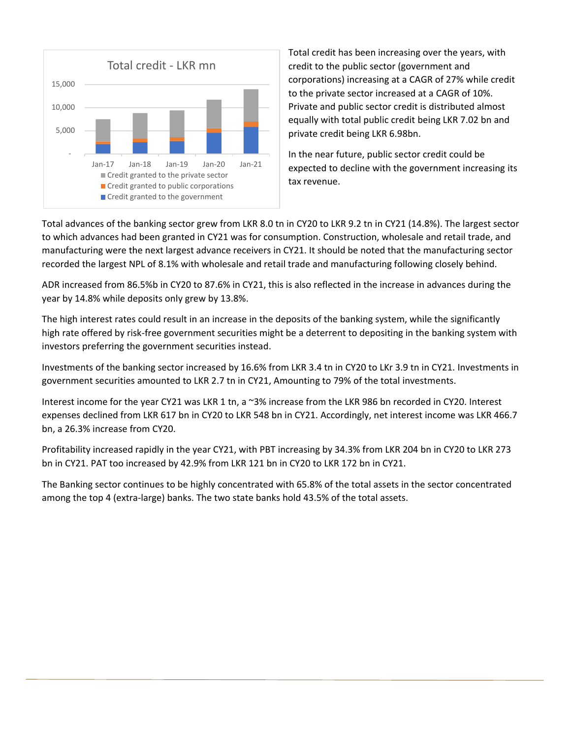Total credit has been increasing over the years, with credit to the public sector (government and corporations) increasing at a CAGR of 27% while credit to the private sector increased at a CAGR of 10%. Private and public sector credit is distributed almost equally with total public credit being LKR 7.02 bn and private credit being LKR 6.98bn.

In the near future, public sector credit could be expected to decline with the government increasing its tax revenue.

Total advances of the banking sector grew from LKR 8.0 tn in CY20 to LKR 9.2 tn in CY21 (14.8%). The largest sector to which advances had been granted in CY21 was for consumption. Construction, wholesale and retail trade, and manufacturing were the next largest advance receivers in CY21. It should be noted that the manufacturing sector recorded the largest NPL of 8.1% with wholesale and retail trade and manufacturing following closely behind.

ADR increased from 86.5%b in CY20 to 87.6% in CY21, this is also reflected in the increase in advances during the year by 14.8% while deposits only grew by 13.8%.

The high interest rates could result in an increase in the deposits of the banking system, while the significantly high rate offered by risk-free government securities might be a deterrent to depositing in the banking system with investors preferring the government securities instead.

Investments of the banking sector increased by 16.6% from LKR 3.4 tn in CY20 to LKr 3.9 tn in CY21. Investments in government securities amounted to LKR 2.7 tn in CY21, Amounting to 79% of the total investments.

Interest income for the year CY21 was LKR 1 tn, a ~3% increase from the LKR 986 bn recorded in CY20. Interest expenses declined from LKR 617 bn in CY20 to LKR 548 bn in CY21. Accordingly, net interest income was LKR 466.7 bn, a 26.3% increase from CY20.

Profitability increased rapidly in the year CY21, with PBT increasing by 34.3% from LKR 204 bn in CY20 to LKR 273 bn in CY21. PAT too increased by 42.9% from LKR 121 bn in CY20 to LKR 172 bn in CY21.

The Banking sector continues to be highly concentrated with 65.8% of the total assets in the sector concentrated among the top 4 (extra-large) banks. The two state banks hold 43.5% of the total assets.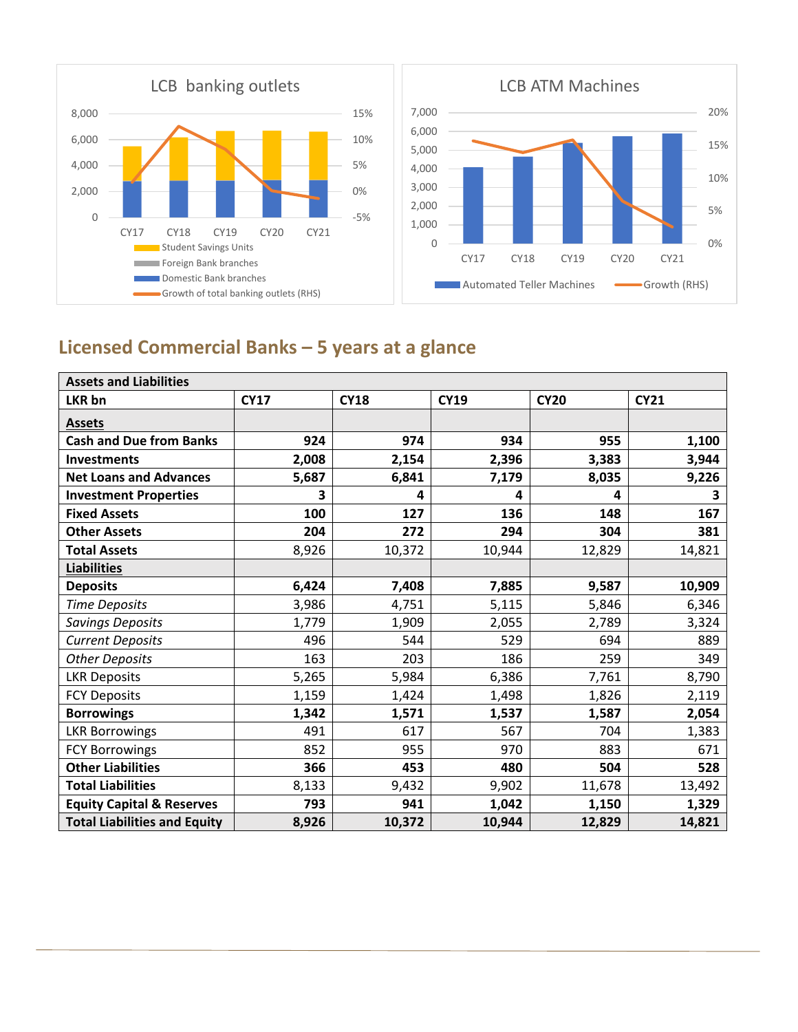LCB banking outlets

LCB ATM Machines

## Licensed Commercial Banks – 5 years at a glance

| Assets and Liabilities | | | | | |
|---|---|---|---|---|---|
| **LKR bn** | **CY17** | **CY18** | **CY19** | **CY20** | **CY21** |
| **Assets** | | | | | |
| **Cash and Due from Banks** | **924** | **974** | **934** | **955** | **1,100** |
| **Investments** | **2,008** | **2,154** | **2,396** | **3,383** | **3,944** |
| **Net Loans and Advances** | **5,687** | **6,841** | **7,179** | **8,035** | **9,226** |
| **Investment Properties** | **3** | **4** | **4** | **4** | **3** |
| **Fixed Assets** | **100** | **127** | **136** | **148** | **167** |
| **Other Assets** | **204** | **272** | **294** | **304** | **381** |
| **Total Assets** | 8,926 | 10,372 | 10,944 | 12,829 | 14,821 |
| **Liabilities** | | | | | |
| **Deposits** | **6,424** | **7,408** | **7,885** | **9,587** | **10,909** |
| *Time Deposits* | 3,986 | 4,751 | 5,115 | 5,846 | 6,346 |
| *Savings Deposits* | 1,779 | 1,909 | 2,055 | 2,789 | 3,324 |
| *Current Deposits* | 496 | 544 | 529 | 694 | 889 |
| *Other Deposits* | 163 | 203 | 186 | 259 | 349 |
| LKR Deposits | 5,265 | 5,984 | 6,386 | 7,761 | 8,790 |
| FCY Deposits | 1,159 | 1,424 | 1,498 | 1,826 | 2,119 |
| **Borrowings** | **1,342** | **1,571** | **1,537** | **1,587** | **2,054** |
| LKR Borrowings | 491 | 617 | 567 | 704 | 1,383 |
| FCY Borrowings | 852 | 955 | 970 | 883 | 671 |
| **Other Liabilities** | **366** | **453** | **480** | **504** | **528** |
| **Total Liabilities** | 8,133 | 9,432 | 9,902 | 11,678 | 13,492 |
| **Equity Capital & Reserves** | 793 | 941 | 1,042 | 1,150 | 1,329 |
| **Total Liabilities and Equity** | **8,926** | **10,372** | **10,944** | **12,829** | **14,821** |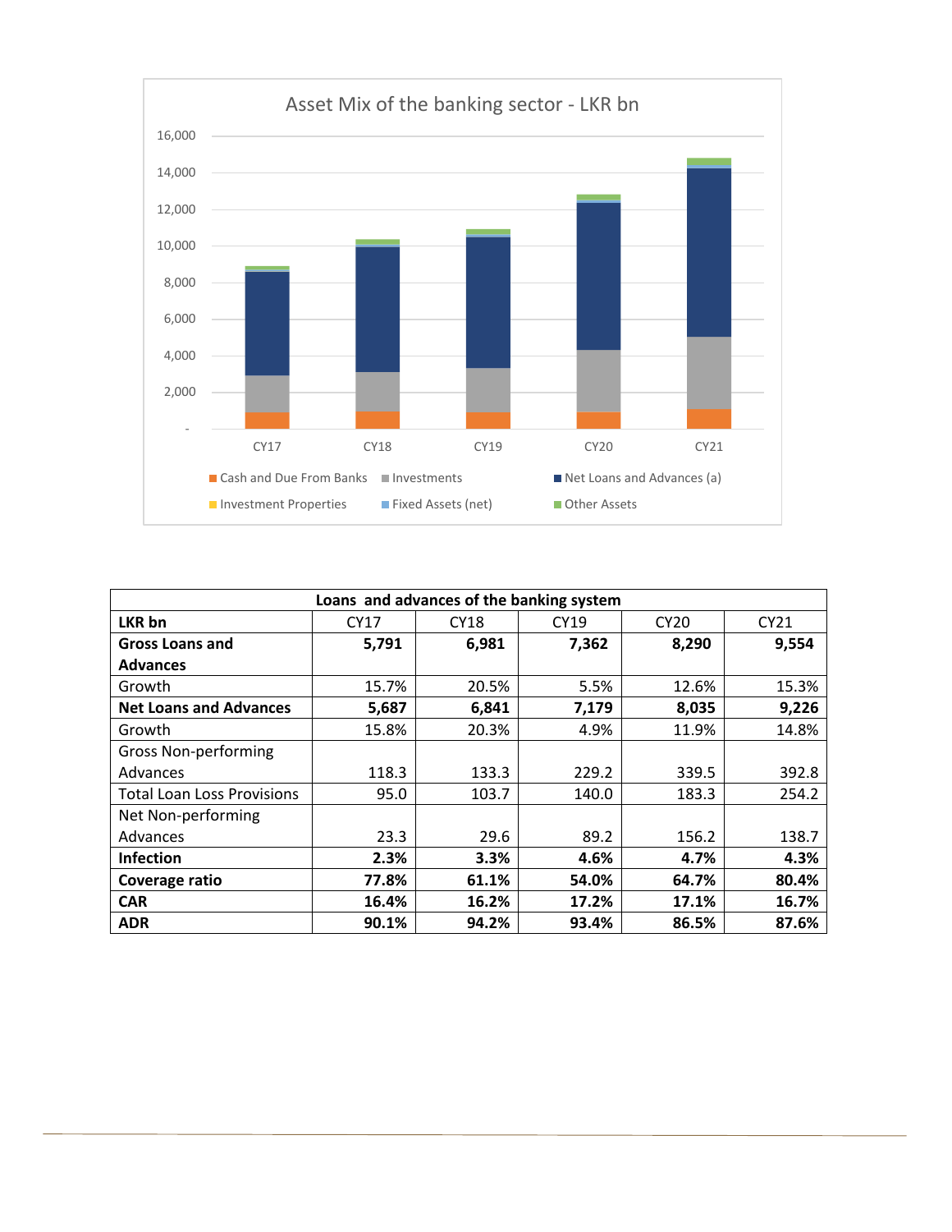Asset Mix of the banking sector - LKR bn

| LKR bn | CY17 | CY18 | CY19 | CY20 | CY21 |
|---|---|---|---|---|---|
| **Gross Loans and Advances** | **5,791** | **6,981** | **7,362** | **8,290** | **9,554** |
| Growth | 15.7% | 20.5% | 5.5% | 12.6% | 15.3% |
| **Net Loans and Advances** | **5,687** | **6,841** | **7,179** | **8,035** | **9,226** |
| Growth | 15.8% | 20.3% | 4.9% | 11.9% | 14.8% |
| Gross Non-performing Advances | 118.3 | 133.3 | 229.2 | 339.5 | 392.8 |
| Total Loan Loss Provisions | 95.0 | 103.7 | 140.0 | 183.3 | 254.2 |
| Net Non-performing Advances | 23.3 | 29.6 | 89.2 | 156.2 | 138.7 |
| **Infection** | **2.3%** | **3.3%** | **4.6%** | **4.7%** | **4.3%** |
| **Coverage ratio** | **77.8%** | **61.1%** | **54.0%** | **64.7%** | **80.4%** |
| **CAR** | **16.4%** | **16.2%** | **17.2%** | **17.1%** | **16.7%** |
| **ADR** | **90.1%** | **94.2%** | **93.4%** | **86.5%** | **87.6%** |

Loans and advances of the banking system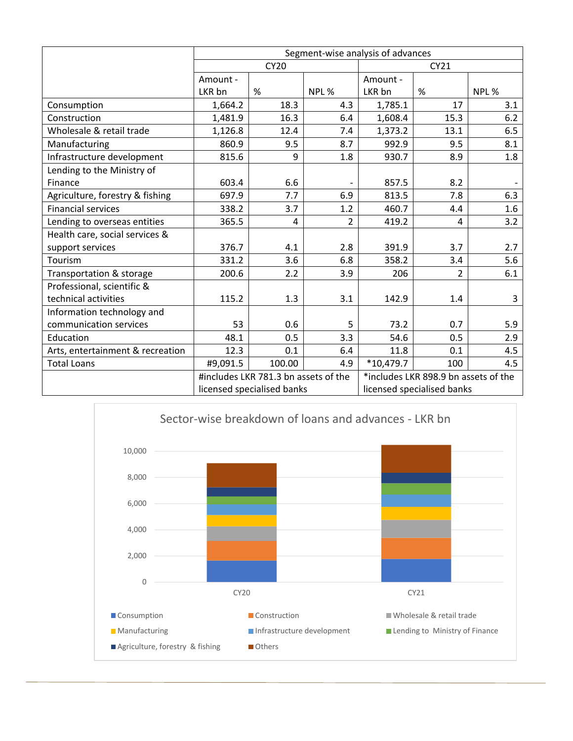| | Segment-wise analysis of advances | | | | | |
|---|---|---|---|---|---|---|
| | CY20 | | | CY21 | | |
| | Amount - LKR bn | % | NPL % | Amount - LKR bn | % | NPL % |
| Consumption | 1,664.2 | 18.3 | 4.3 | 1,785.1 | 17 | 3.1 |
| Construction | 1,481.9 | 16.3 | 6.4 | 1,608.4 | 15.3 | 6.2 |
| Wholesale & retail trade | 1,126.8 | 12.4 | 7.4 | 1,373.2 | 13.1 | 6.5 |
| Manufacturing | 860.9 | 9.5 | 8.7 | 992.9 | 9.5 | 8.1 |
| Infrastructure development | 815.6 | 9 | 1.8 | 930.7 | 8.9 | 1.8 |
| Lending to the Ministry of Finance | 603.4 | 6.6 | - | 857.5 | 8.2 | - |
| Agriculture, forestry & fishing | 697.9 | 7.7 | 6.9 | 813.5 | 7.8 | 6.3 |
| Financial services | 338.2 | 3.7 | 1.2 | 460.7 | 4.4 | 1.6 |
| Lending to overseas entities | 365.5 | 4 | 2 | 419.2 | 4 | 3.2 |
| Health care, social services & support services | 376.7 | 4.1 | 2.8 | 391.9 | 3.7 | 2.7 |
| Tourism | 331.2 | 3.6 | 6.8 | 358.2 | 3.4 | 5.6 |
| Transportation & storage | 200.6 | 2.2 | 3.9 | 206 | 2 | 6.1 |
| Professional, scientific & technical activities | 115.2 | 1.3 | 3.1 | 142.9 | 1.4 | 3 |
| Information technology and communication services | 53 | 0.6 | 5 | 73.2 | 0.7 | 5.9 |
| Education | 48.1 | 0.5 | 3.3 | 54.6 | 0.5 | 2.9 |
| Arts, entertainment & recreation | 12.3 | 0.1 | 6.4 | 11.8 | 0.1 | 4.5 |
| Total Loans | #9,091.5 | 100.00 | 4.9 | *10,479.7 | 100 | 4.5 |
| | #includes LKR 781.3 bn assets of the licensed specialised banks | | | *includes LKR 898.9 bn assets of the licensed specialised banks | | |

Sector-wise breakdown of loans and advances - LKR bn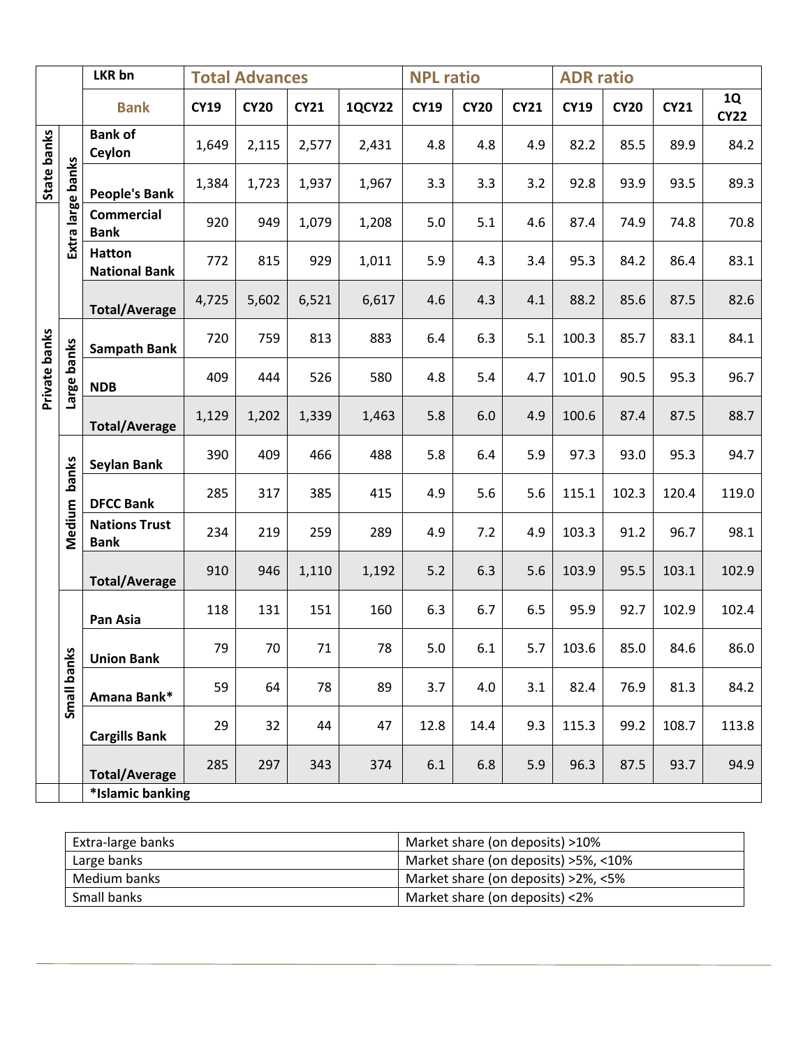| | | LKR bn | Total Advances | | | | NPL ratio | | | ADR ratio | | | |
|---|---|---|---|---|---|---|---|---|---|---|---|---|---|
| | | Bank | CY19 | CY20 | CY21 | 1QCY22 | CY19 | CY20 | CY21 | CY19 | CY20 | CY21 | 1Q CY22 |
| State banks | Extra large banks | Bank of Ceylon | 1,649 | 2,115 | 2,577 | 2,431 | 4.8 | 4.8 | 4.9 | 82.2 | 85.5 | 89.9 | 84.2 |
| State banks | Extra large banks | People's Bank | 1,384 | 1,723 | 1,937 | 1,967 | 3.3 | 3.3 | 3.2 | 92.8 | 93.9 | 93.5 | 89.3 |
| Private banks | Extra large banks | Commercial Bank | 920 | 949 | 1,079 | 1,208 | 5.0 | 5.1 | 4.6 | 87.4 | 74.9 | 74.8 | 70.8 |
| Private banks | Extra large banks | Hatton National Bank | 772 | 815 | 929 | 1,011 | 5.9 | 4.3 | 3.4 | 95.3 | 84.2 | 86.4 | 83.1 |
| Private banks | Extra large banks | Total/Average | 4,725 | 5,602 | 6,521 | 6,617 | 4.6 | 4.3 | 4.1 | 88.2 | 85.6 | 87.5 | 82.6 |
| Private banks | Large banks | Sampath Bank | 720 | 759 | 813 | 883 | 6.4 | 6.3 | 5.1 | 100.3 | 85.7 | 83.1 | 84.1 |
| Private banks | Large banks | NDB | 409 | 444 | 526 | 580 | 4.8 | 5.4 | 4.7 | 101.0 | 90.5 | 95.3 | 96.7 |
| Private banks | Large banks | Total/Average | 1,129 | 1,202 | 1,339 | 1,463 | 5.8 | 6.0 | 4.9 | 100.6 | 87.4 | 87.5 | 88.7 |
| Private banks | Medium banks | Seylan Bank | 390 | 409 | 466 | 488 | 5.8 | 6.4 | 5.9 | 97.3 | 93.0 | 95.3 | 94.7 |
| Private banks | Medium banks | DFCC Bank | 285 | 317 | 385 | 415 | 4.9 | 5.6 | 5.6 | 115.1 | 102.3 | 120.4 | 119.0 |
| Private banks | Medium banks | Nations Trust Bank | 234 | 219 | 259 | 289 | 4.9 | 7.2 | 4.9 | 103.3 | 91.2 | 96.7 | 98.1 |
| Private banks | Medium banks | Total/Average | 910 | 946 | 1,110 | 1,192 | 5.2 | 6.3 | 5.6 | 103.9 | 95.5 | 103.1 | 102.9 |
| Private banks | Small banks | Pan Asia | 118 | 131 | 151 | 160 | 6.3 | 6.7 | 6.5 | 95.9 | 92.7 | 102.9 | 102.4 |
| Private banks | Small banks | Union Bank | 79 | 70 | 71 | 78 | 5.0 | 6.1 | 5.7 | 103.6 | 85.0 | 84.6 | 86.0 |
| Private banks | Small banks | Amana Bank* | 59 | 64 | 78 | 89 | 3.7 | 4.0 | 3.1 | 82.4 | 76.9 | 81.3 | 84.2 |
| Private banks | Small banks | Cargills Bank | 29 | 32 | 44 | 47 | 12.8 | 14.4 | 9.3 | 115.3 | 99.2 | 108.7 | 113.8 |
| Private banks | Small banks | Total/Average | 285 | 297 | 343 | 374 | 6.1 | 6.8 | 5.9 | 96.3 | 87.5 | 93.7 | 94.9 |
| | | *Islamic banking | | | | | | | | | | | |

| Extra-large banks | Market share (on deposits) >10% |
|---|---|
| Large banks | Market share (on deposits) >5%, <10% |
| Medium banks | Market share (on deposits) >2%, <5% |
| Small banks | Market share (on deposits) <2% |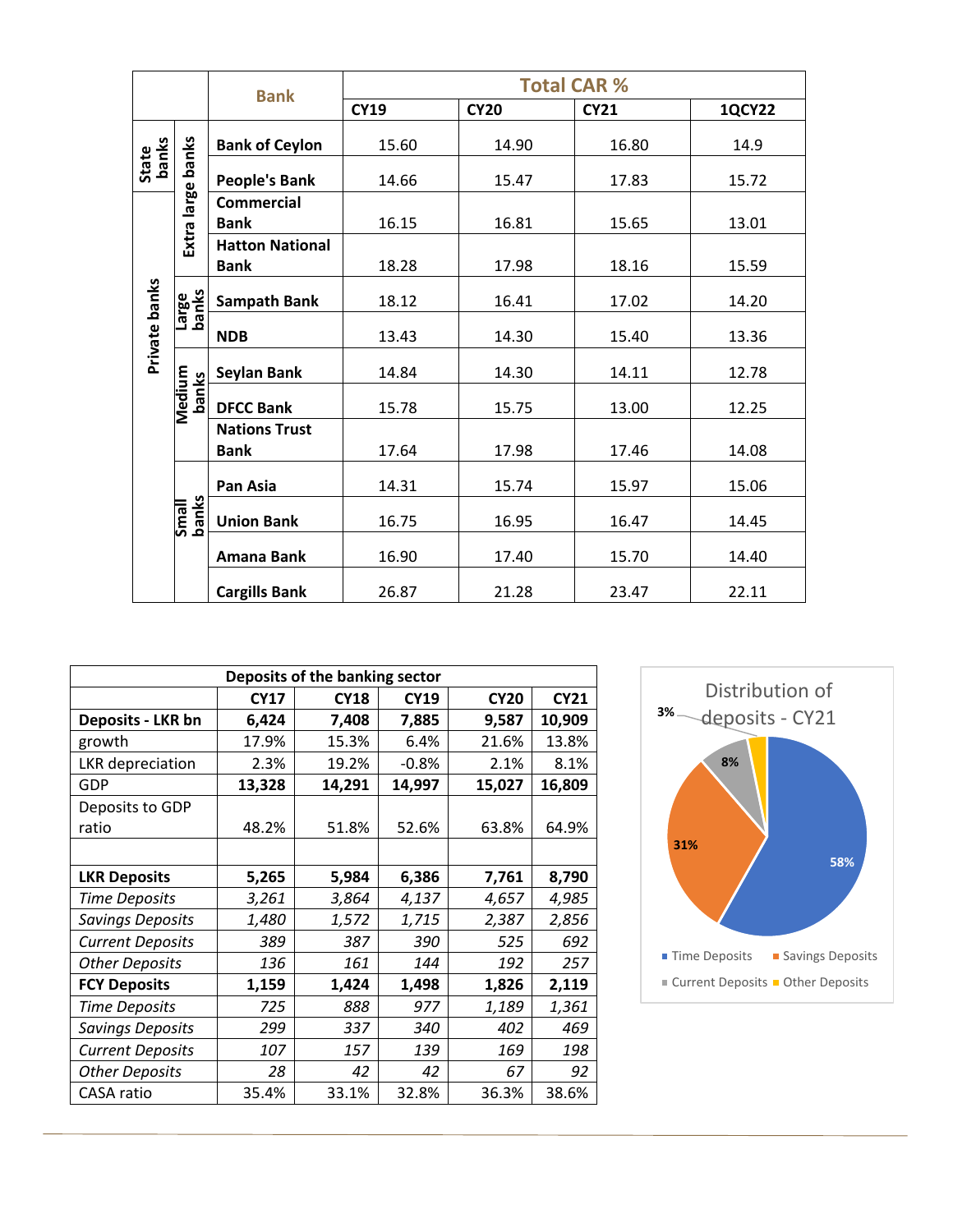| | | Bank | Total CAR % | | | |
|---|---|---|---|---|---|---|
| | | | CY19 | CY20 | CY21 | 1QCY22 |
| State banks | Extra large banks | Bank of Ceylon | 15.60 | 14.90 | 16.80 | 14.9 |
| | | People's Bank | 14.66 | 15.47 | 17.83 | 15.72 |
| Private banks | | Commercial Bank | 16.15 | 16.81 | 15.65 | 13.01 |
| | | Hatton National Bank | 18.28 | 17.98 | 18.16 | 15.59 |
| | Large banks | Sampath Bank | 18.12 | 16.41 | 17.02 | 14.20 |
| | | NDB | 13.43 | 14.30 | 15.40 | 13.36 |
| | Medium banks | Seylan Bank | 14.84 | 14.30 | 14.11 | 12.78 |
| | | DFCC Bank | 15.78 | 15.75 | 13.00 | 12.25 |
| | | Nations Trust Bank | 17.64 | 17.98 | 17.46 | 14.08 |
| | Small banks | Pan Asia | 14.31 | 15.74 | 15.97 | 15.06 |
| | | Union Bank | 16.75 | 16.95 | 16.47 | 14.45 |
| | | Amana Bank | 16.90 | 17.40 | 15.70 | 14.40 |
| | | Cargills Bank | 26.87 | 21.28 | 23.47 | 22.11 |

| Deposits of the banking sector | | | | | |
|---|---|---|---|---|---|
| | CY17 | CY18 | CY19 | CY20 | CY21 |
| **Deposits - LKR bn** | **6,424** | **7,408** | **7,885** | **9,587** | **10,909** |
| growth | 17.9% | 15.3% | 6.4% | 21.6% | 13.8% |
| LKR depreciation | 2.3% | 19.2% | -0.8% | 2.1% | 8.1% |
| GDP | **13,328** | **14,291** | **14,997** | **15,027** | **16,809** |
| Deposits to GDP ratio | 48.2% | 51.8% | 52.6% | 63.8% | 64.9% |
| | | | | | |
| **LKR Deposits** | **5,265** | **5,984** | **6,386** | **7,761** | **8,790** |
| *Time Deposits* | *3,261* | *3,864* | *4,137* | *4,657* | *4,985* |
| *Savings Deposits* | *1,480* | *1,572* | *1,715* | *2,387* | *2,856* |
| *Current Deposits* | *389* | *387* | *390* | *525* | *692* |
| *Other Deposits* | *136* | *161* | *144* | *192* | *257* |
| **FCY Deposits** | **1,159** | **1,424** | **1,498** | **1,826** | **2,119** |
| *Time Deposits* | *725* | *888* | *977* | *1,189* | *1,361* |
| *Savings Deposits* | *299* | *337* | *340* | *402* | *469* |
| *Current Deposits* | *107* | *157* | *139* | *169* | *198* |
| *Other Deposits* | *28* | *42* | *42* | *67* | *92* |
| CASA ratio | 35.4% | 33.1% | 32.8% | 36.3% | 38.6% |

Distribution of deposits - CY21

- Time Deposits: 58%
- Savings Deposits: 31%
- Current Deposits: 8%
- Other Deposits: 3%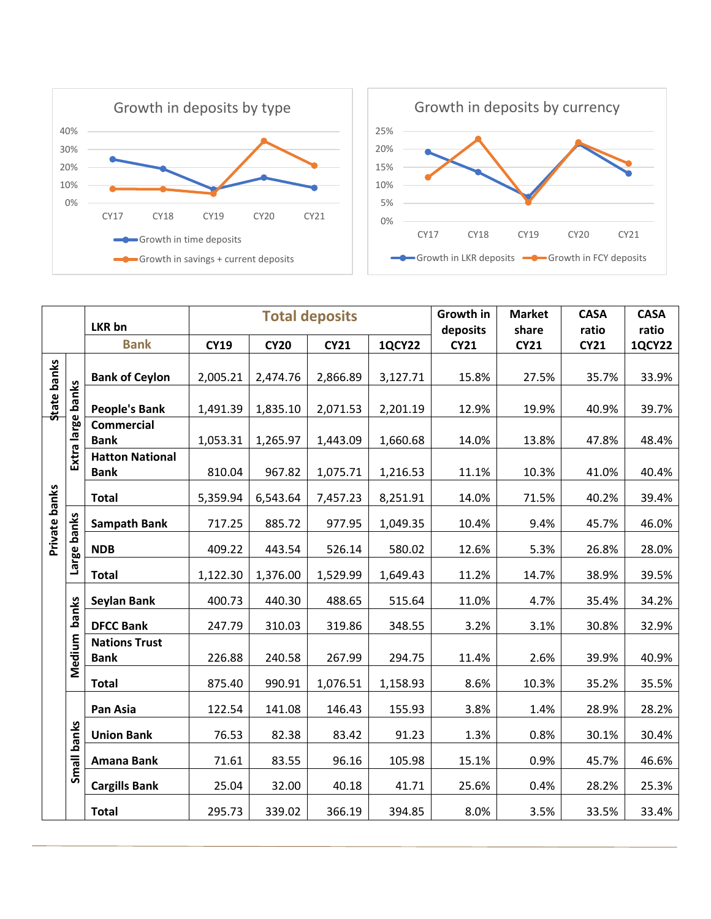**Growth in deposits by type**

Growth in time deposits | Growth in savings + current deposits

**Growth in deposits by currency**

Growth in LKR deposits | Growth in FCY deposits

| | | LKR bn / Bank | Total deposits CY19 | CY20 | CY21 | 1QCY22 | Growth in deposits CY21 | Market share CY21 | CASA ratio CY21 | CASA ratio 1QCY22 |
|---|---|---|---|---|---|---|---|---|---|---|
| State banks | Extra large banks | Bank of Ceylon | 2,005.21 | 2,474.76 | 2,866.89 | 3,127.71 | 15.8% | 27.5% | 35.7% | 33.9% |
| State banks | Extra large banks | People's Bank | 1,491.39 | 1,835.10 | 2,071.53 | 2,201.19 | 12.9% | 19.9% | 40.9% | 39.7% |
| Private banks | Extra large banks | Commercial Bank | 1,053.31 | 1,265.97 | 1,443.09 | 1,660.68 | 14.0% | 13.8% | 47.8% | 48.4% |
| Private banks | Extra large banks | Hatton National Bank | 810.04 | 967.82 | 1,075.71 | 1,216.53 | 11.1% | 10.3% | 41.0% | 40.4% |
| | Extra large banks | Total | 5,359.94 | 6,543.64 | 7,457.23 | 8,251.91 | 14.0% | 71.5% | 40.2% | 39.4% |
| Private banks | Large banks | Sampath Bank | 717.25 | 885.72 | 977.95 | 1,049.35 | 10.4% | 9.4% | 45.7% | 46.0% |
| Private banks | Large banks | NDB | 409.22 | 443.54 | 526.14 | 580.02 | 12.6% | 5.3% | 26.8% | 28.0% |
| Private banks | Large banks | Total | 1,122.30 | 1,376.00 | 1,529.99 | 1,649.43 | 11.2% | 14.7% | 38.9% | 39.5% |
| Private banks | Medium banks | Seylan Bank | 400.73 | 440.30 | 488.65 | 515.64 | 11.0% | 4.7% | 35.4% | 34.2% |
| Private banks | Medium banks | DFCC Bank | 247.79 | 310.03 | 319.86 | 348.55 | 3.2% | 3.1% | 30.8% | 32.9% |
| Private banks | Medium banks | Nations Trust Bank | 226.88 | 240.58 | 267.99 | 294.75 | 11.4% | 2.6% | 39.9% | 40.9% |
| Private banks | Medium banks | Total | 875.40 | 990.91 | 1,076.51 | 1,158.93 | 8.6% | 10.3% | 35.2% | 35.5% |
| Private banks | Small banks | Pan Asia | 122.54 | 141.08 | 146.43 | 155.93 | 3.8% | 1.4% | 28.9% | 28.2% |
| Private banks | Small banks | Union Bank | 76.53 | 82.38 | 83.42 | 91.23 | 1.3% | 0.8% | 30.1% | 30.4% |
| Private banks | Small banks | Amana Bank | 71.61 | 83.55 | 96.16 | 105.98 | 15.1% | 0.9% | 45.7% | 46.6% |
| Private banks | Small banks | Cargills Bank | 25.04 | 32.00 | 40.18 | 41.71 | 25.6% | 0.4% | 28.2% | 25.3% |
| Private banks | Small banks | Total | 295.73 | 339.02 | 366.19 | 394.85 | 8.0% | 3.5% | 33.5% | 33.4% |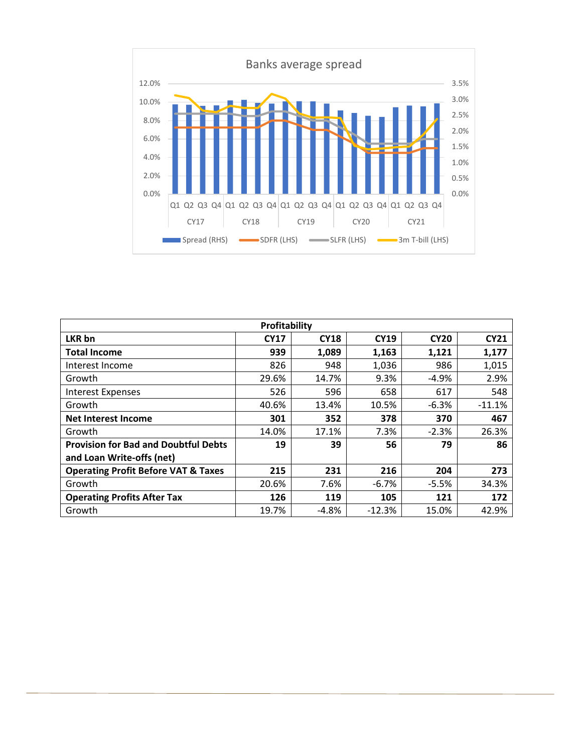Banks average spread

| Profitability | | | | | |
|---|---|---|---|---|---|
| **LKR bn** | **CY17** | **CY18** | **CY19** | **CY20** | **CY21** |
| **Total Income** | **939** | **1,089** | **1,163** | **1,121** | **1,177** |
| Interest Income | 826 | 948 | 1,036 | 986 | 1,015 |
| Growth | 29.6% | 14.7% | 9.3% | -4.9% | 2.9% |
| Interest Expenses | 526 | 596 | 658 | 617 | 548 |
| Growth | 40.6% | 13.4% | 10.5% | -6.3% | -11.1% |
| **Net Interest Income** | **301** | **352** | **378** | **370** | **467** |
| Growth | 14.0% | 17.1% | 7.3% | -2.3% | 26.3% |
| **Provision for Bad and Doubtful Debts and Loan Write-offs (net)** | **19** | **39** | **56** | **79** | **86** |
| **Operating Profit Before VAT & Taxes** | **215** | **231** | **216** | **204** | **273** |
| Growth | 20.6% | 7.6% | -6.7% | -5.5% | 34.3% |
| **Operating Profits After Tax** | **126** | **119** | **105** | **121** | **172** |
| Growth | 19.7% | -4.8% | -12.3% | 15.0% | 42.9% |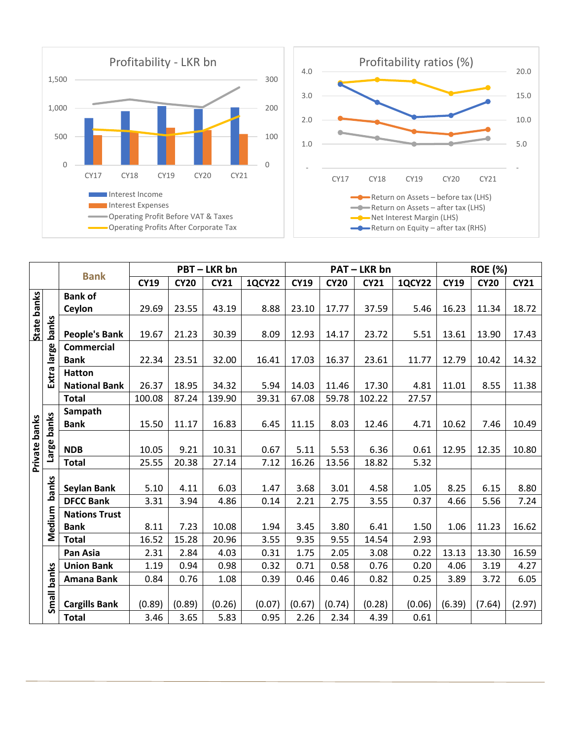Profitability - LKR bn

- Interest Income
- Interest Expenses
- Operating Profit Before VAT & Taxes
- Operating Profits After Corporate Tax

Profitability ratios (%)

- Return on Assets – before tax (LHS)
- Return on Assets – after tax (LHS)
- Net Interest Margin (LHS)
- Return on Equity – after tax (RHS)

| | | Bank | PBT – LKR bn | | | | PAT – LKR bn | | | | ROE (%) | | |
|---|---|---|---|---|---|---|---|---|---|---|---|---|---|
| | | | CY19 | CY20 | CY21 | 1QCY22 | CY19 | CY20 | CY21 | 1QCY22 | CY19 | CY20 | CY21 |
| State banks | Extra large banks | Bank of Ceylon | 29.69 | 23.55 | 43.19 | 8.88 | 23.10 | 17.77 | 37.59 | 5.46 | 16.23 | 11.34 | 18.72 |
| State banks | Extra large banks | People's Bank | 19.67 | 21.23 | 30.39 | 8.09 | 12.93 | 14.17 | 23.72 | 5.51 | 13.61 | 13.90 | 17.43 |
| Private banks | Extra large banks | Commercial Bank | 22.34 | 23.51 | 32.00 | 16.41 | 17.03 | 16.37 | 23.61 | 11.77 | 12.79 | 10.42 | 14.32 |
| Private banks | Extra large banks | Hatton National Bank | 26.37 | 18.95 | 34.32 | 5.94 | 14.03 | 11.46 | 17.30 | 4.81 | 11.01 | 8.55 | 11.38 |
| | Extra large banks | Total | 100.08 | 87.24 | 139.90 | 39.31 | 67.08 | 59.78 | 102.22 | 27.57 | | | |
| Private banks | Large banks | Sampath Bank | 15.50 | 11.17 | 16.83 | 6.45 | 11.15 | 8.03 | 12.46 | 4.71 | 10.62 | 7.46 | 10.49 |
| Private banks | Large banks | NDB | 10.05 | 9.21 | 10.31 | 0.67 | 5.11 | 5.53 | 6.36 | 0.61 | 12.95 | 12.35 | 10.80 |
| Private banks | Large banks | Total | 25.55 | 20.38 | 27.14 | 7.12 | 16.26 | 13.56 | 18.82 | 5.32 | | | |
| Private banks | Medium banks | Seylan Bank | 5.10 | 4.11 | 6.03 | 1.47 | 3.68 | 3.01 | 4.58 | 1.05 | 8.25 | 6.15 | 8.80 |
| Private banks | Medium banks | DFCC Bank | 3.31 | 3.94 | 4.86 | 0.14 | 2.21 | 2.75 | 3.55 | 0.37 | 4.66 | 5.56 | 7.24 |
| Private banks | Medium banks | Nations Trust Bank | 8.11 | 7.23 | 10.08 | 1.94 | 3.45 | 3.80 | 6.41 | 1.50 | 1.06 | 11.23 | 16.62 |
| Private banks | Medium banks | Total | 16.52 | 15.28 | 20.96 | 3.55 | 9.35 | 9.55 | 14.54 | 2.93 | | | |
| | Small banks | Pan Asia | 2.31 | 2.84 | 4.03 | 0.31 | 1.75 | 2.05 | 3.08 | 0.22 | 13.13 | 13.30 | 16.59 |
| | Small banks | Union Bank | 1.19 | 0.94 | 0.98 | 0.32 | 0.71 | 0.58 | 0.76 | 0.20 | 4.06 | 3.19 | 4.27 |
| | Small banks | Amana Bank | 0.84 | 0.76 | 1.08 | 0.39 | 0.46 | 0.46 | 0.82 | 0.25 | 3.89 | 3.72 | 6.05 |
| | Small banks | Cargills Bank | (0.89) | (0.89) | (0.26) | (0.07) | (0.67) | (0.74) | (0.28) | (0.06) | (6.39) | (7.64) | (2.97) |
| | Small banks | Total | 3.46 | 3.65 | 5.83 | 0.95 | 2.26 | 2.34 | 4.39 | 0.61 | | | |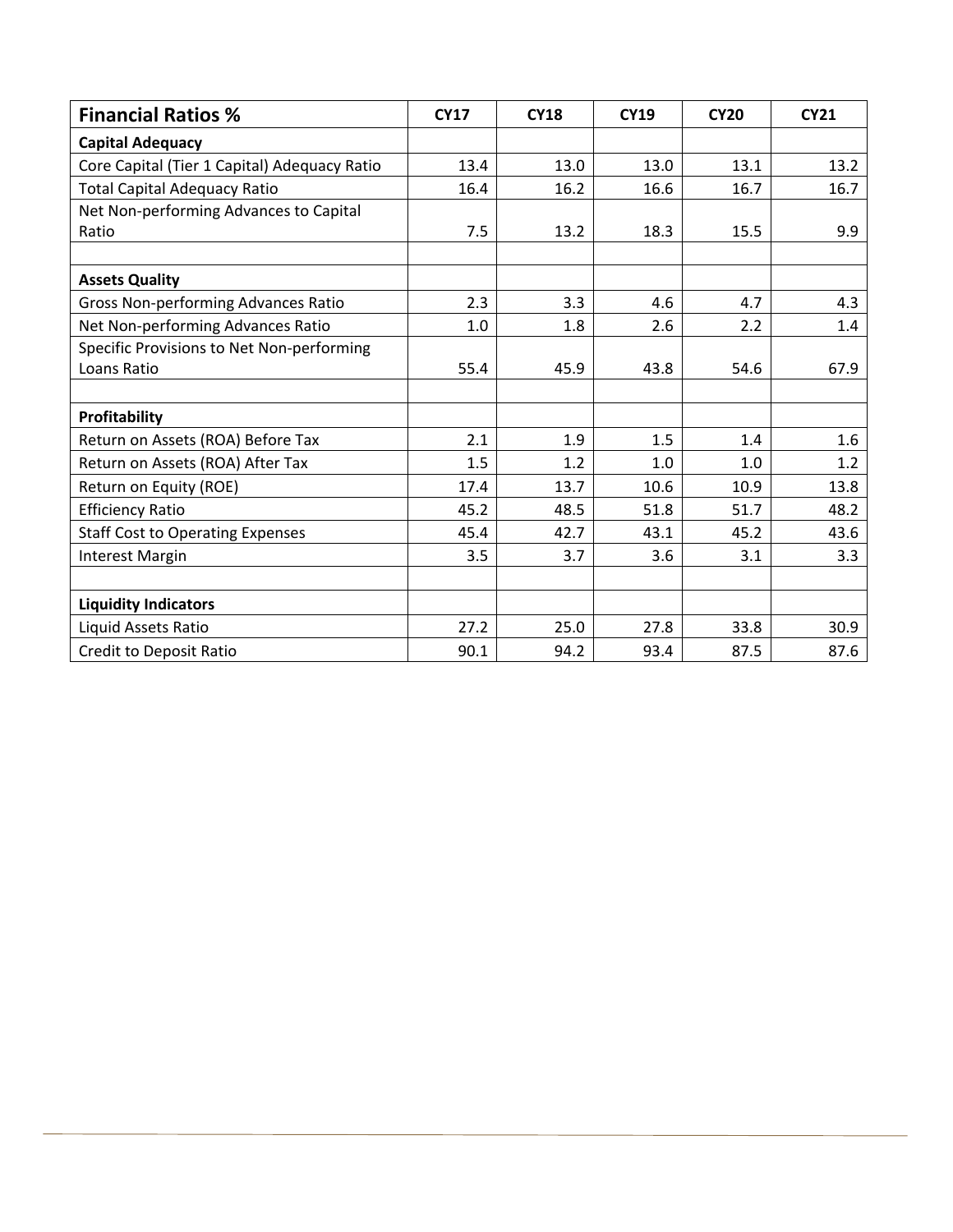| Financial Ratios % | CY17 | CY18 | CY19 | CY20 | CY21 |
|---|---|---|---|---|---|
| **Capital Adequacy** | | | | | |
| Core Capital (Tier 1 Capital) Adequacy Ratio | 13.4 | 13.0 | 13.0 | 13.1 | 13.2 |
| Total Capital Adequacy Ratio | 16.4 | 16.2 | 16.6 | 16.7 | 16.7 |
| Net Non-performing Advances to Capital Ratio | 7.5 | 13.2 | 18.3 | 15.5 | 9.9 |
| | | | | | |
| **Assets Quality** | | | | | |
| Gross Non-performing Advances Ratio | 2.3 | 3.3 | 4.6 | 4.7 | 4.3 |
| Net Non-performing Advances Ratio | 1.0 | 1.8 | 2.6 | 2.2 | 1.4 |
| Specific Provisions to Net Non-performing Loans Ratio | 55.4 | 45.9 | 43.8 | 54.6 | 67.9 |
| | | | | | |
| **Profitability** | | | | | |
| Return on Assets (ROA) Before Tax | 2.1 | 1.9 | 1.5 | 1.4 | 1.6 |
| Return on Assets (ROA) After Tax | 1.5 | 1.2 | 1.0 | 1.0 | 1.2 |
| Return on Equity (ROE) | 17.4 | 13.7 | 10.6 | 10.9 | 13.8 |
| Efficiency Ratio | 45.2 | 48.5 | 51.8 | 51.7 | 48.2 |
| Staff Cost to Operating Expenses | 45.4 | 42.7 | 43.1 | 45.2 | 43.6 |
| Interest Margin | 3.5 | 3.7 | 3.6 | 3.1 | 3.3 |
| | | | | | |
| **Liquidity Indicators** | | | | | |
| Liquid Assets Ratio | 27.2 | 25.0 | 27.8 | 33.8 | 30.9 |
| Credit to Deposit Ratio | 90.1 | 94.2 | 93.4 | 87.5 | 87.6 |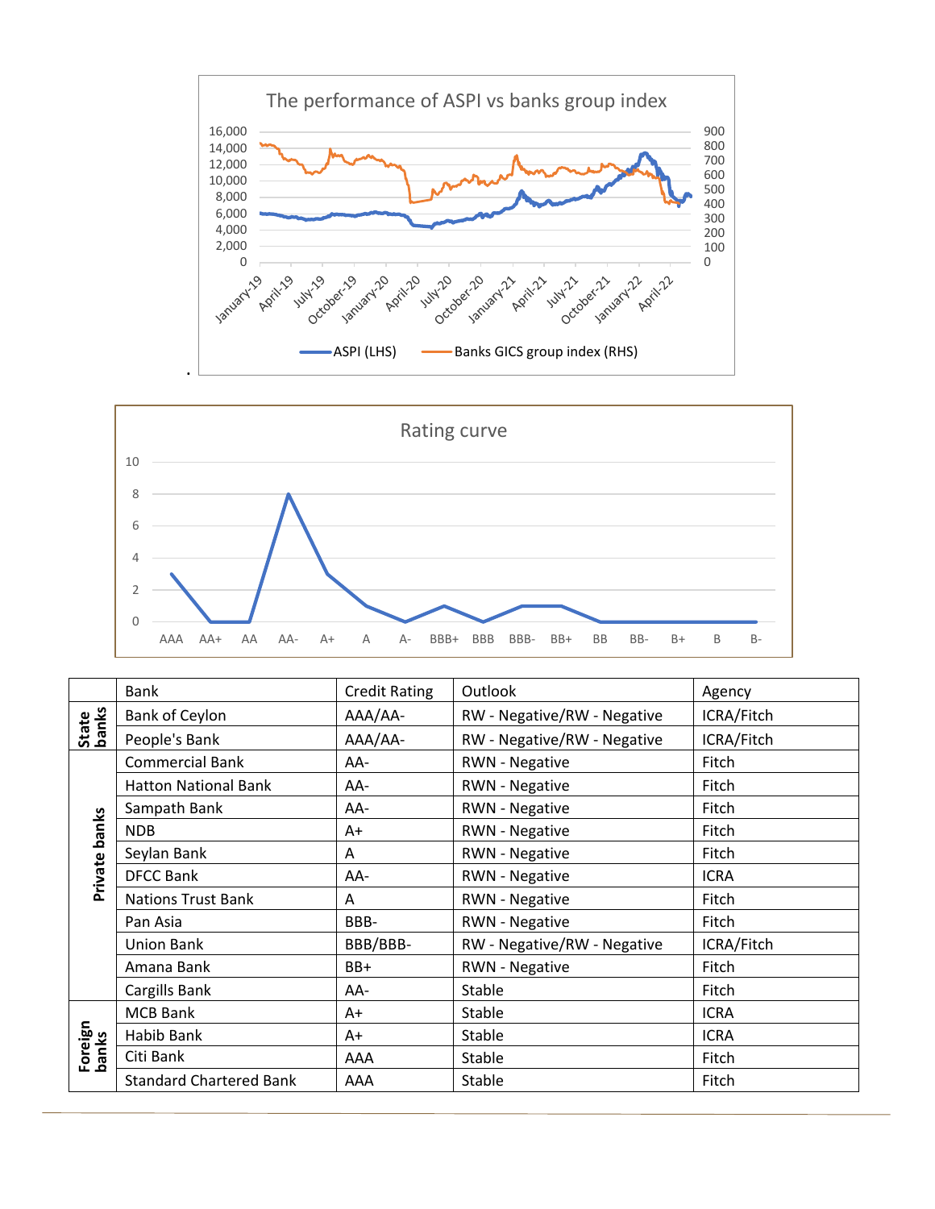The performance of ASPI vs banks group index

Rating curve

|  | Bank | Credit Rating | Outlook | Agency |
|---|---|---|---|---|
| State banks | Bank of Ceylon | AAA/AA- | RW - Negative/RW - Negative | ICRA/Fitch |
|  | People's Bank | AAA/AA- | RW - Negative/RW - Negative | ICRA/Fitch |
| Private banks | Commercial Bank | AA- | RWN - Negative | Fitch |
|  | Hatton National Bank | AA- | RWN - Negative | Fitch |
|  | Sampath Bank | AA- | RWN - Negative | Fitch |
|  | NDB | A+ | RWN - Negative | Fitch |
|  | Seylan Bank | A | RWN - Negative | Fitch |
|  | DFCC Bank | AA- | RWN - Negative | ICRA |
|  | Nations Trust Bank | A | RWN - Negative | Fitch |
|  | Pan Asia | BBB- | RWN - Negative | Fitch |
|  | Union Bank | BBB/BBB- | RW - Negative/RW - Negative | ICRA/Fitch |
|  | Amana Bank | BB+ | RWN - Negative | Fitch |
|  | Cargills Bank | AA- | Stable | Fitch |
| Foreign banks | MCB Bank | A+ | Stable | ICRA |
|  | Habib Bank | A+ | Stable | ICRA |
|  | Citi Bank | AAA | Stable | Fitch |
|  | Standard Chartered Bank | AAA | Stable | Fitch |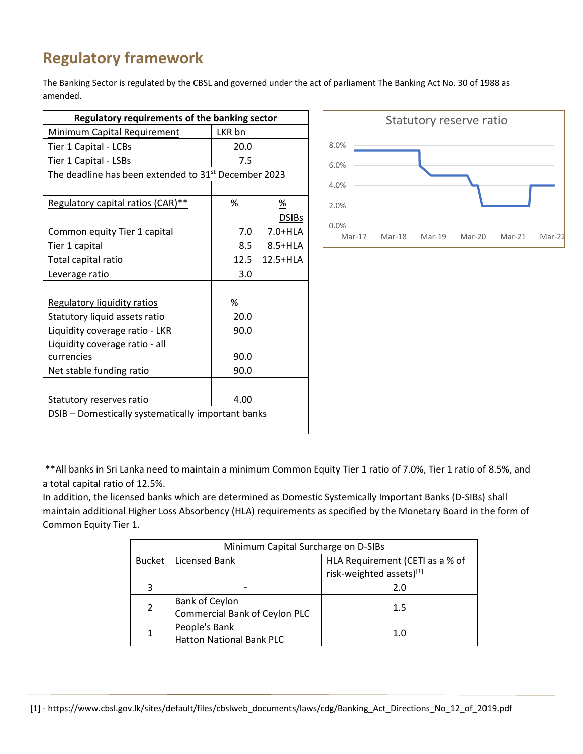# Regulatory framework

The Banking Sector is regulated by the CBSL and governed under the act of parliament The Banking Act No. 30 of 1988 as amended.

| Regulatory requirements of the banking sector | | |
|---|---|---|
| Minimum Capital Requirement | LKR bn | |
| Tier 1 Capital - LCBs | 20.0 | |
| Tier 1 Capital - LSBs | 7.5 | |
| The deadline has been extended to 31st December 2023 | | |
| | | |
| Regulatory capital ratios (CAR)** | % | % |
| | | DSIBs |
| Common equity Tier 1 capital | 7.0 | 7.0+HLA |
| Tier 1 capital | 8.5 | 8.5+HLA |
| Total capital ratio | 12.5 | 12.5+HLA |
| Leverage ratio | 3.0 | |
| | | |
| Regulatory liquidity ratios | % | |
| Statutory liquid assets ratio | 20.0 | |
| Liquidity coverage ratio - LKR | 90.0 | |
| Liquidity coverage ratio - all currencies | 90.0 | |
| Net stable funding ratio | 90.0 | |
| | | |
| Statutory reserves ratio | 4.00 | |
| DSIB – Domestically systematically important banks | | |

**Statutory reserve ratio** (chart: 8.0%, 6.0%, 4.0%, 2.0%, 0.0%; Mar-17, Mar-18, Mar-19, Mar-20, Mar-21, Mar-22)

**All banks in Sri Lanka need to maintain a minimum Common Equity Tier 1 ratio of 7.0%, Tier 1 ratio of 8.5%, and a total capital ratio of 12.5%.

In addition, the licensed banks which are determined as Domestic Systemically Important Banks (D-SIBs) shall maintain additional Higher Loss Absorbency (HLA) requirements as specified by the Monetary Board in the form of Common Equity Tier 1.

| Minimum Capital Surcharge on D-SIBs | | |
|---|---|---|
| Bucket | Licensed Bank | HLA Requirement (CETI as a % of risk-weighted assets)[1] |
| 3 | - | 2.0 |
| 2 | Bank of Ceylon<br>Commercial Bank of Ceylon PLC | 1.5 |
| 1 | People's Bank<br>Hatton National Bank PLC | 1.0 |

[1] - https://www.cbsl.gov.lk/sites/default/files/cbslweb_documents/laws/cdg/Banking_Act_Directions_No_12_of_2019.pdf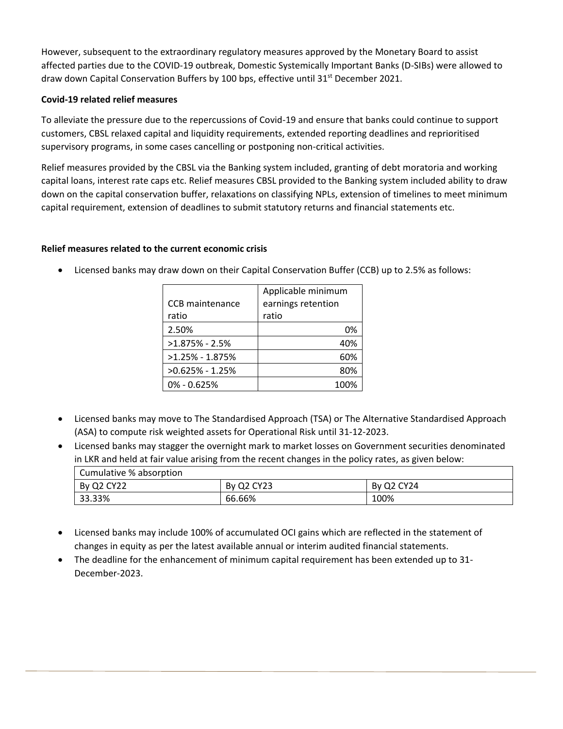However, subsequent to the extraordinary regulatory measures approved by the Monetary Board to assist affected parties due to the COVID-19 outbreak, Domestic Systemically Important Banks (D-SIBs) were allowed to draw down Capital Conservation Buffers by 100 bps, effective until 31st December 2021.

**Covid-19 related relief measures**

To alleviate the pressure due to the repercussions of Covid-19 and ensure that banks could continue to support customers, CBSL relaxed capital and liquidity requirements, extended reporting deadlines and reprioritised supervisory programs, in some cases cancelling or postponing non-critical activities.

Relief measures provided by the CBSL via the Banking system included, granting of debt moratoria and working capital loans, interest rate caps etc. Relief measures CBSL provided to the Banking system included ability to draw down on the capital conservation buffer, relaxations on classifying NPLs, extension of timelines to meet minimum capital requirement, extension of deadlines to submit statutory returns and financial statements etc.

**Relief measures related to the current economic crisis**

- Licensed banks may draw down on their Capital Conservation Buffer (CCB) up to 2.5% as follows:

| CCB maintenance ratio | Applicable minimum earnings retention ratio |
|---|---:|
| 2.50% | 0% |
| >1.875% - 2.5% | 40% |
| >1.25% - 1.875% | 60% |
| >0.625% - 1.25% | 80% |
| 0% - 0.625% | 100% |

- Licensed banks may move to The Standardised Approach (TSA) or The Alternative Standardised Approach (ASA) to compute risk weighted assets for Operational Risk until 31-12-2023.
- Licensed banks may stagger the overnight mark to market losses on Government securities denominated in LKR and held at fair value arising from the recent changes in the policy rates, as given below:

| Cumulative % absorption | | |
|---|---|---|
| By Q2 CY22 | By Q2 CY23 | By Q2 CY24 |
| 33.33% | 66.66% | 100% |

- Licensed banks may include 100% of accumulated OCI gains which are reflected in the statement of changes in equity as per the latest available annual or interim audited financial statements.
- The deadline for the enhancement of minimum capital requirement has been extended up to 31-December-2023.